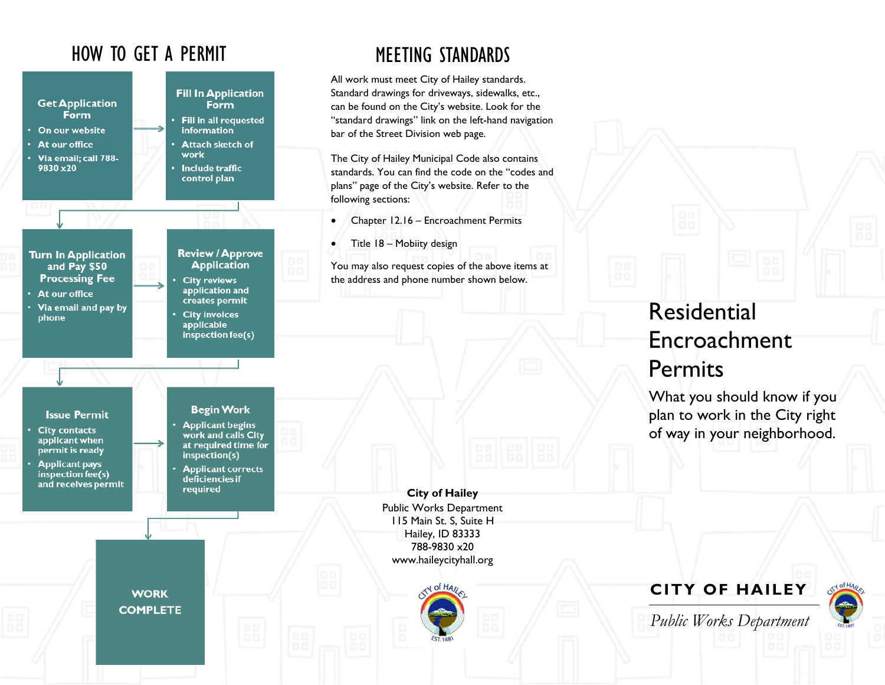# HOW TO GET A PERMIT

**Get Application Form**
- On our website
- At our office
- Via email; call 788-9830 x20

**Fill In Application Form**
- Fill in all requested information
- Attach sketch of work
- Include traffic control plan

**Turn In Application and Pay $50 Processing Fee**
- At our office
- Via email and pay by phone

**Review / Approve Application**
- City reviews application and creates permit
- City invoices applicable inspection fee(s)

**Issue Permit**
- City contacts applicant when permit is ready
- Applicant pays inspection fee(s) and receives permit

**Begin Work**
- Applicant begins work and calls City at required time for inspection(s)
- Applicant corrects deficiencies if required

**WORK COMPLETE**

# MEETING STANDARDS

All work must meet City of Hailey standards. Standard drawings for driveways, sidewalks, etc., can be found on the City's website. Look for the "standard drawings" link on the left-hand navigation bar of the Street Division web page.

The City of Hailey Municipal Code also contains standards. You can find the code on the "codes and plans" page of the City's website. Refer to the following sections:

- Chapter 12.16 – Encroachment Permits
- Title 18 – Mobiity design

You may also request copies of the above items at the address and phone number shown below.

**City of Hailey**
Public Works Department
115 Main St. S, Suite H
Hailey, ID 83333
788-9830 x20
www.haileycityhall.org

# Residential Encroachment Permits

What you should know if you plan to work in the City right of way in your neighborhood.

**CITY OF HAILEY**

*Public Works Department*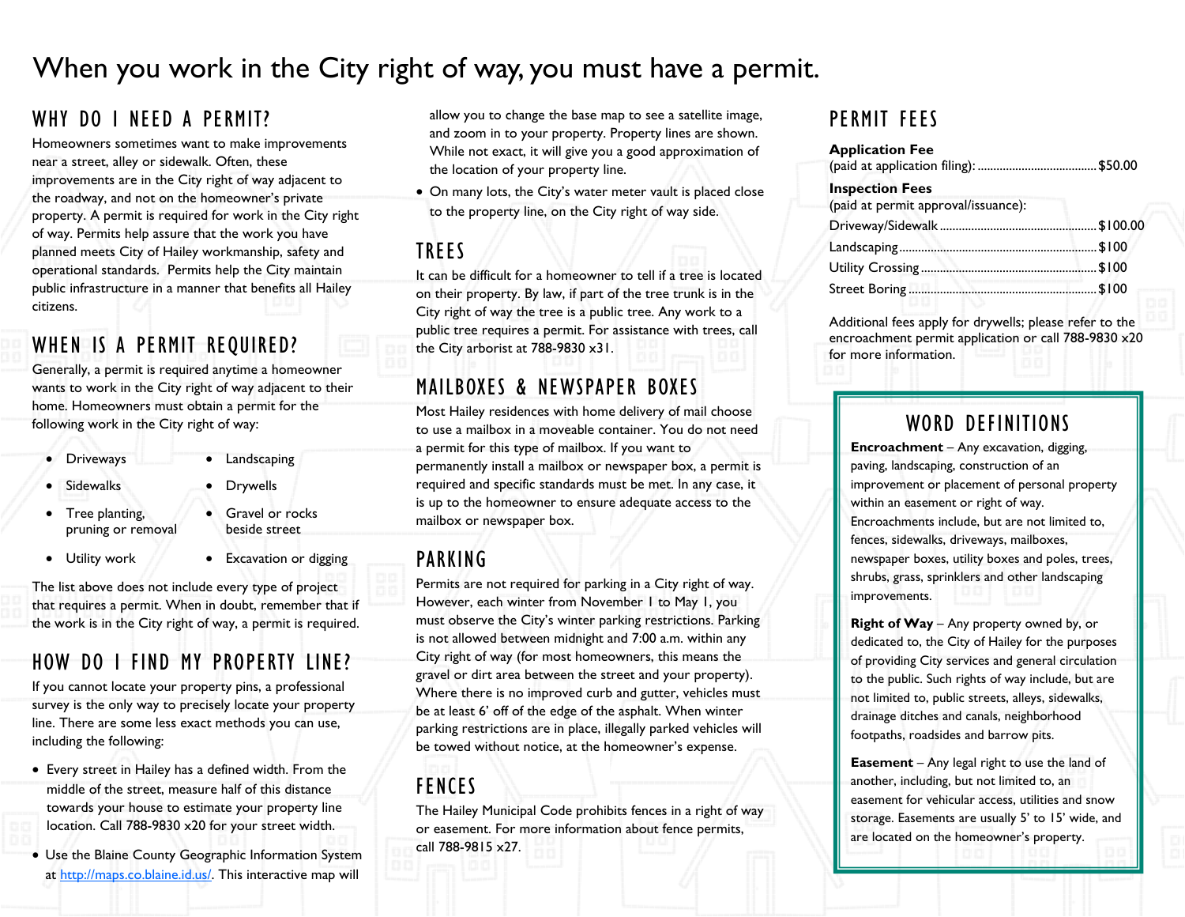# When you work in the City right of way, you must have a permit.

## WHY DO I NEED A PERMIT?

Homeowners sometimes want to make improvements near a street, alley or sidewalk. Often, these improvements are in the City right of way adjacent to the roadway, and not on the homeowner's private property. A permit is required for work in the City right of way. Permits help assure that the work you have planned meets City of Hailey workmanship, safety and operational standards. Permits help the City maintain public infrastructure in a manner that benefits all Hailey citizens.

## WHEN IS A PERMIT REQUIRED?

Generally, a permit is required anytime a homeowner wants to work in the City right of way adjacent to their home. Homeowners must obtain a permit for the following work in the City right of way:

- Driveways
- Sidewalks
- Tree planting, pruning or removal
- Utility work
- Landscaping
- Drywells
- Gravel or rocks beside street
- Excavation or digging

The list above does not include every type of project that requires a permit. When in doubt, remember that if the work is in the City right of way, a permit is required.

## HOW DO I FIND MY PROPERTY LINE?

If you cannot locate your property pins, a professional survey is the only way to precisely locate your property line. There are some less exact methods you can use, including the following:

- Every street in Hailey has a defined width. From the middle of the street, measure half of this distance towards your house to estimate your property line location. Call 788-9830 x20 for your street width.
- Use the Blaine County Geographic Information System at http://maps.co.blaine.id.us/. This interactive map will allow you to change the base map to see a satellite image, and zoom in to your property. Property lines are shown. While not exact, it will give you a good approximation of the location of your property line.
- On many lots, the City's water meter vault is placed close to the property line, on the City right of way side.

## TREES

It can be difficult for a homeowner to tell if a tree is located on their property. By law, if part of the tree trunk is in the City right of way the tree is a public tree. Any work to a public tree requires a permit. For assistance with trees, call the City arborist at 788-9830 x31.

## MAILBOXES & NEWSPAPER BOXES

Most Hailey residences with home delivery of mail choose to use a mailbox in a moveable container. You do not need a permit for this type of mailbox. If you want to permanently install a mailbox or newspaper box, a permit is required and specific standards must be met. In any case, it is up to the homeowner to ensure adequate access to the mailbox or newspaper box.

## PARKING

Permits are not required for parking in a City right of way. However, each winter from November 1 to May 1, you must observe the City's winter parking restrictions. Parking is not allowed between midnight and 7:00 a.m. within any City right of way (for most homeowners, this means the gravel or dirt area between the street and your property). Where there is no improved curb and gutter, vehicles must be at least 6' off of the edge of the asphalt. When winter parking restrictions are in place, illegally parked vehicles will be towed without notice, at the homeowner's expense.

## FENCES

The Hailey Municipal Code prohibits fences in a right of way or easement. For more information about fence permits, call 788-9815 x27.

## PERMIT FEES

**Application Fee**
(paid at application filing): ..................................... $50.00

**Inspection Fees**
(paid at permit approval/issuance):

| | |
|---|---|
| Driveway/Sidewalk | $100.00 |
| Landscaping | $100 |
| Utility Crossing | $100 |
| Street Boring | $100 |

Additional fees apply for drywells; please refer to the encroachment permit application or call 788-9830 x20 for more information.

## WORD DEFINITIONS

**Encroachment** – Any excavation, digging, paving, landscaping, construction of an improvement or placement of personal property within an easement or right of way. Encroachments include, but are not limited to, fences, sidewalks, driveways, mailboxes, newspaper boxes, utility boxes and poles, trees, shrubs, grass, sprinklers and other landscaping improvements.

**Right of Way** – Any property owned by, or dedicated to, the City of Hailey for the purposes of providing City services and general circulation to the public. Such rights of way include, but are not limited to, public streets, alleys, sidewalks, drainage ditches and canals, neighborhood footpaths, roadsides and barrow pits.

**Easement** – Any legal right to use the land of another, including, but not limited to, an easement for vehicular access, utilities and snow storage. Easements are usually 5' to 15' wide, and are located on the homeowner's property.